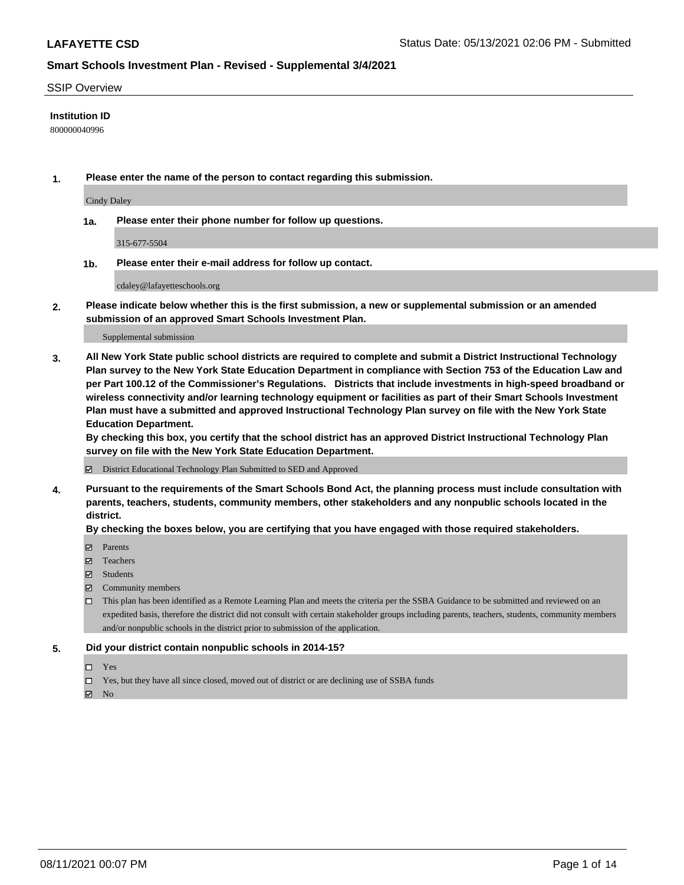**LAFAYETTE CSD** Status Date: 05/13/2021 02:06 PM - Submitted

## Smart Schools Investment Plan - Revised - Supplemental 3/4/2021

SSIP Overview

**Institution ID**

800000040996

**1. Please enter the name of the person to contact regarding this submission.**

Cindy Daley

**1a. Please enter their phone number for follow up questions.**

315-677-5504

**1b. Please enter their e-mail address for follow up contact.**

cdaley@lafayetteschools.org

**2. Please indicate below whether this is the first submission, a new or supplemental submission or an amended submission of an approved Smart Schools Investment Plan.**

Supplemental submission

**3. All New York State public school districts are required to complete and submit a District Instructional Technology Plan survey to the New York State Education Department in compliance with Section 753 of the Education Law and per Part 100.12 of the Commissioner's Regulations. Districts that include investments in high-speed broadband or wireless connectivity and/or learning technology equipment or facilities as part of their Smart Schools Investment Plan must have a submitted and approved Instructional Technology Plan survey on file with the New York State Education Department.**

**By checking this box, you certify that the school district has an approved District Instructional Technology Plan survey on file with the New York State Education Department.**

- ☑ District Educational Technology Plan Submitted to SED and Approved

**4. Pursuant to the requirements of the Smart Schools Bond Act, the planning process must include consultation with parents, teachers, students, community members, other stakeholders and any nonpublic schools located in the district.**

**By checking the boxes below, you are certifying that you have engaged with those required stakeholders.**

- ☑ Parents
- ☑ Teachers
- ☑ Students
- ☑ Community members
- ☐ This plan has been identified as a Remote Learning Plan and meets the criteria per the SSBA Guidance to be submitted and reviewed on an expedited basis, therefore the district did not consult with certain stakeholder groups including parents, teachers, students, community members and/or nonpublic schools in the district prior to submission of the application.

**5. Did your district contain nonpublic schools in 2014-15?**

- ☐ Yes
- ☐ Yes, but they have all since closed, moved out of district or are declining use of SSBA funds
- ☑ No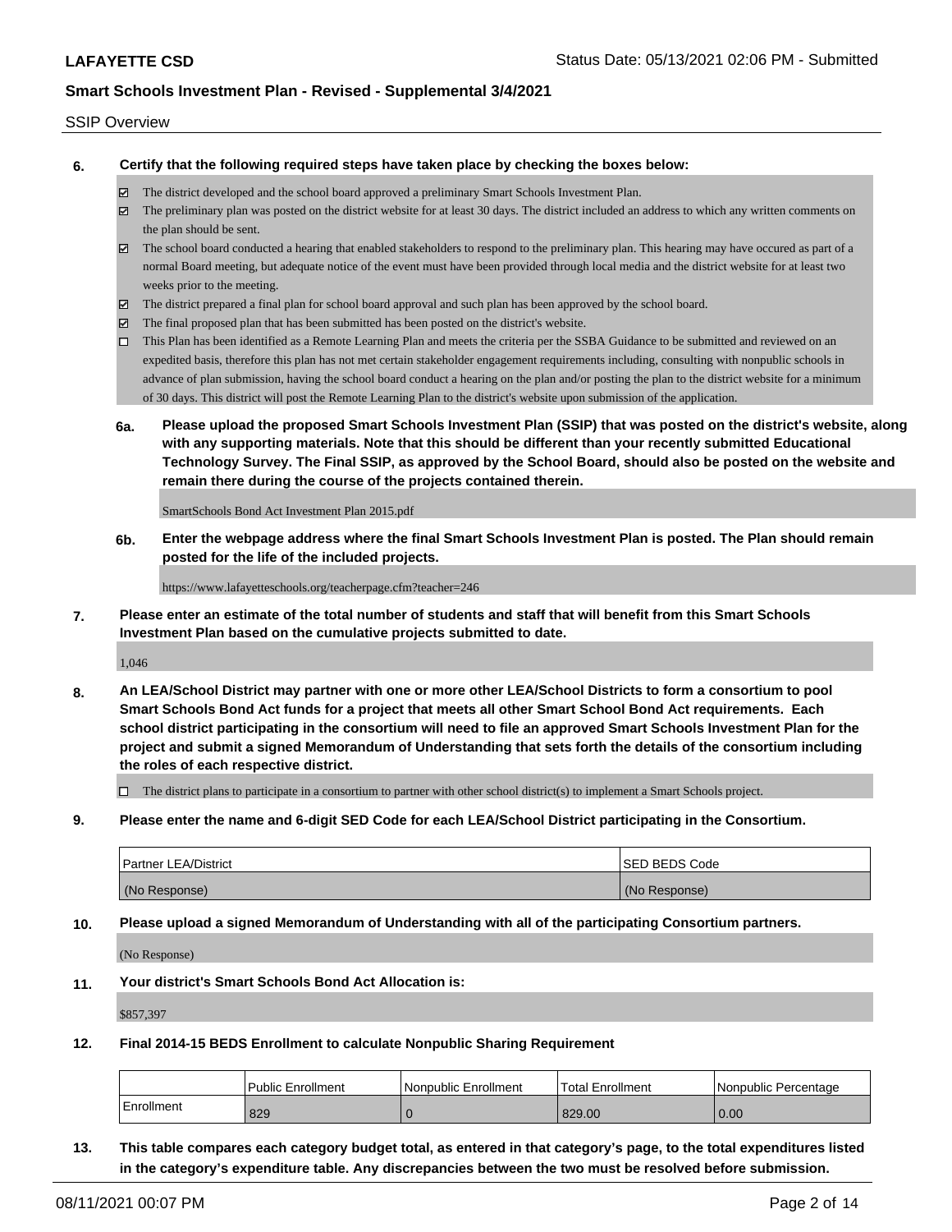SSIP Overview

**6. Certify that the following required steps have taken place by checking the boxes below:**

- ☑ The district developed and the school board approved a preliminary Smart Schools Investment Plan.
- ☑ The preliminary plan was posted on the district website for at least 30 days. The district included an address to which any written comments on the plan should be sent.
- ☑ The school board conducted a hearing that enabled stakeholders to respond to the preliminary plan. This hearing may have occured as part of a normal Board meeting, but adequate notice of the event must have been provided through local media and the district website for at least two weeks prior to the meeting.
- ☑ The district prepared a final plan for school board approval and such plan has been approved by the school board.
- ☑ The final proposed plan that has been submitted has been posted on the district's website.
- ☐ This Plan has been identified as a Remote Learning Plan and meets the criteria per the SSBA Guidance to be submitted and reviewed on an expedited basis, therefore this plan has not met certain stakeholder engagement requirements including, consulting with nonpublic schools in advance of plan submission, having the school board conduct a hearing on the plan and/or posting the plan to the district website for a minimum of 30 days. This district will post the Remote Learning Plan to the district's website upon submission of the application.

**6a. Please upload the proposed Smart Schools Investment Plan (SSIP) that was posted on the district's website, along with any supporting materials. Note that this should be different than your recently submitted Educational Technology Survey. The Final SSIP, as approved by the School Board, should also be posted on the website and remain there during the course of the projects contained therein.**

SmartSchools Bond Act Investment Plan 2015.pdf

**6b. Enter the webpage address where the final Smart Schools Investment Plan is posted. The Plan should remain posted for the life of the included projects.**

https://www.lafayetteschools.org/teacherpage.cfm?teacher=246

**7. Please enter an estimate of the total number of students and staff that will benefit from this Smart Schools Investment Plan based on the cumulative projects submitted to date.**

1,046

**8. An LEA/School District may partner with one or more other LEA/School Districts to form a consortium to pool Smart Schools Bond Act funds for a project that meets all other Smart School Bond Act requirements. Each school district participating in the consortium will need to file an approved Smart Schools Investment Plan for the project and submit a signed Memorandum of Understanding that sets forth the details of the consortium including the roles of each respective district.**

- ☐ The district plans to participate in a consortium to partner with other school district(s) to implement a Smart Schools project.

**9. Please enter the name and 6-digit SED Code for each LEA/School District participating in the Consortium.**

| Partner LEA/District | SED BEDS Code |
|---|---|
| (No Response) | (No Response) |

**10. Please upload a signed Memorandum of Understanding with all of the participating Consortium partners.**

(No Response)

**11. Your district's Smart Schools Bond Act Allocation is:**

$857,397

**12. Final 2014-15 BEDS Enrollment to calculate Nonpublic Sharing Requirement**

| | Public Enrollment | Nonpublic Enrollment | Total Enrollment | Nonpublic Percentage |
|---|---|---|---|---|
| Enrollment | 829 | 0 | 829.00 | 0.00 |

**13. This table compares each category budget total, as entered in that category's page, to the total expenditures listed in the category's expenditure table. Any discrepancies between the two must be resolved before submission.**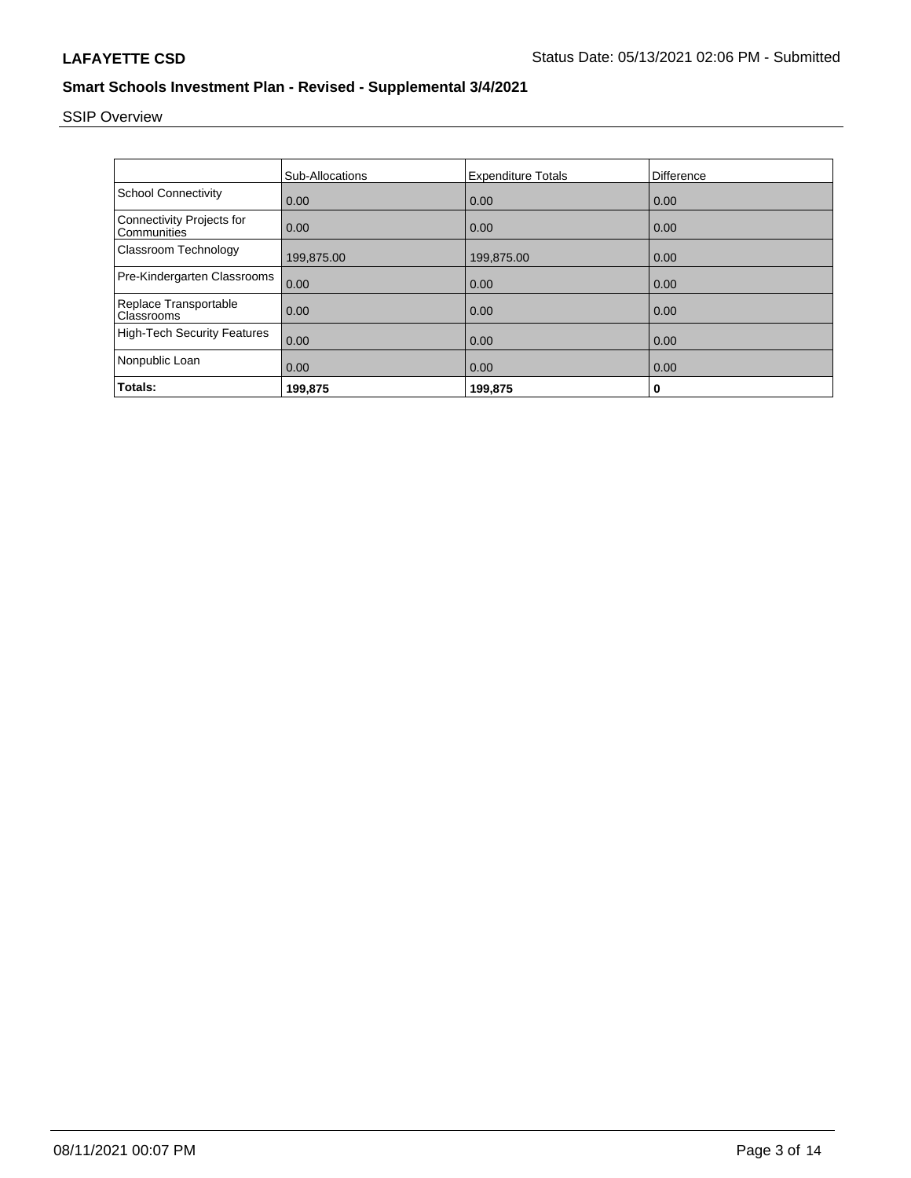## SSIP Overview

| | Sub-Allocations | Expenditure Totals | Difference |
|---|---|---|---|
| School Connectivity | 0.00 | 0.00 | 0.00 |
| Connectivity Projects for Communities | 0.00 | 0.00 | 0.00 |
| Classroom Technology | 199,875.00 | 199,875.00 | 0.00 |
| Pre-Kindergarten Classrooms | 0.00 | 0.00 | 0.00 |
| Replace Transportable Classrooms | 0.00 | 0.00 | 0.00 |
| High-Tech Security Features | 0.00 | 0.00 | 0.00 |
| Nonpublic Loan | 0.00 | 0.00 | 0.00 |
| **Totals:** | **199,875** | **199,875** | **0** |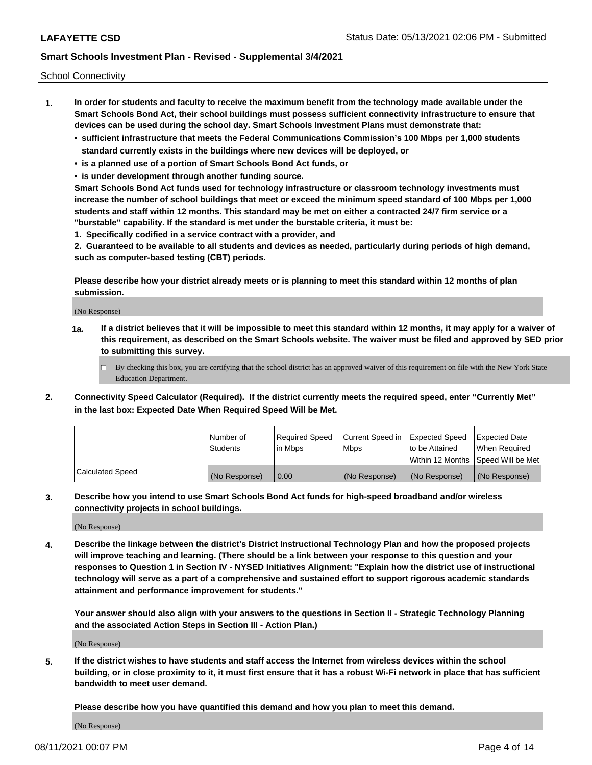School Connectivity

1. **In order for students and faculty to receive the maximum benefit from the technology made available under the Smart Schools Bond Act, their school buildings must possess sufficient connectivity infrastructure to ensure that devices can be used during the school day. Smart Schools Investment Plans must demonstrate that:**
   - **sufficient infrastructure that meets the Federal Communications Commission's 100 Mbps per 1,000 students standard currently exists in the buildings where new devices will be deployed, or**
   - **is a planned use of a portion of Smart Schools Bond Act funds, or**
   - **is under development through another funding source.**

   **Smart Schools Bond Act funds used for technology infrastructure or classroom technology investments must increase the number of school buildings that meet or exceed the minimum speed standard of 100 Mbps per 1,000 students and staff within 12 months. This standard may be met on either a contracted 24/7 firm service or a "burstable" capability. If the standard is met under the burstable criteria, it must be:**

   **1. Specifically codified in a service contract with a provider, and**

   **2. Guaranteed to be available to all students and devices as needed, particularly during periods of high demand, such as computer-based testing (CBT) periods.**

   **Please describe how your district already meets or is planning to meet this standard within 12 months of plan submission.**

   (No Response)

   **1a. If a district believes that it will be impossible to meet this standard within 12 months, it may apply for a waiver of this requirement, as described on the Smart Schools website. The waiver must be filed and approved by SED prior to submitting this survey.**

   ☐ By checking this box, you are certifying that the school district has an approved waiver of this requirement on file with the New York State Education Department.

2. **Connectivity Speed Calculator (Required). If the district currently meets the required speed, enter "Currently Met" in the last box: Expected Date When Required Speed Will be Met.**

|  | Number of Students | Required Speed in Mbps | Current Speed in Mbps | Expected Speed to be Attained Within 12 Months | Expected Date When Required Speed Will be Met |
|---|---|---|---|---|---|
| Calculated Speed | (No Response) | 0.00 | (No Response) | (No Response) | (No Response) |

3. **Describe how you intend to use Smart Schools Bond Act funds for high-speed broadband and/or wireless connectivity projects in school buildings.**

   (No Response)

4. **Describe the linkage between the district's District Instructional Technology Plan and how the proposed projects will improve teaching and learning. (There should be a link between your response to this question and your responses to Question 1 in Section IV - NYSED Initiatives Alignment: "Explain how the district use of instructional technology will serve as a part of a comprehensive and sustained effort to support rigorous academic standards attainment and performance improvement for students."**

   **Your answer should also align with your answers to the questions in Section II - Strategic Technology Planning and the associated Action Steps in Section III - Action Plan.)**

   (No Response)

5. **If the district wishes to have students and staff access the Internet from wireless devices within the school building, or in close proximity to it, it must first ensure that it has a robust Wi-Fi network in place that has sufficient bandwidth to meet user demand.**

   **Please describe how you have quantified this demand and how you plan to meet this demand.**

   (No Response)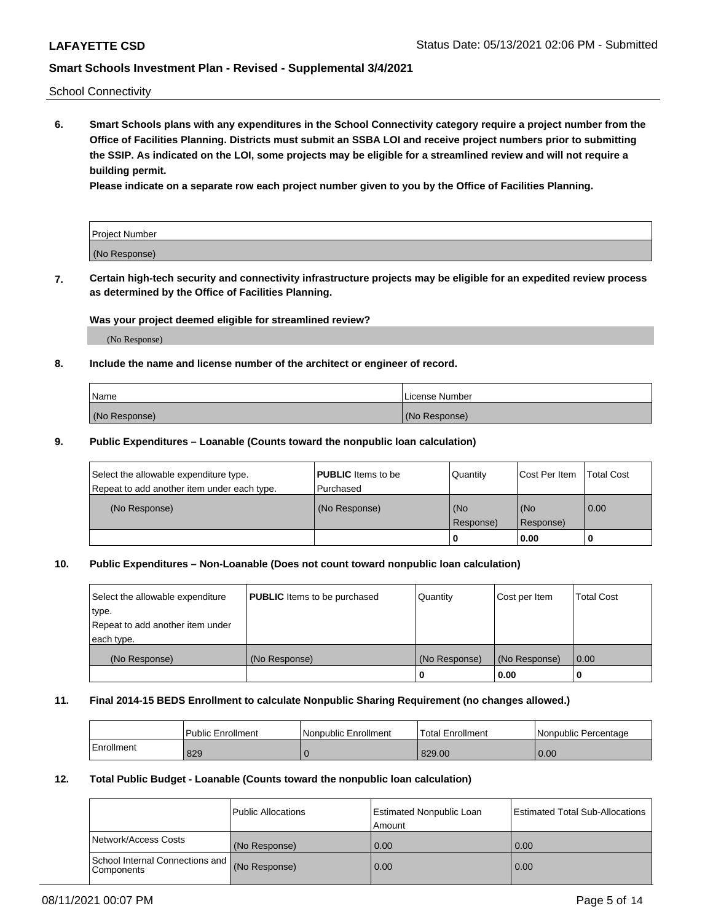School Connectivity

**6. Smart Schools plans with any expenditures in the School Connectivity category require a project number from the Office of Facilities Planning. Districts must submit an SSBA LOI and receive project numbers prior to submitting the SSIP. As indicated on the LOI, some projects may be eligible for a streamlined review and will not require a building permit.**

**Please indicate on a separate row each project number given to you by the Office of Facilities Planning.**

| Project Number |
| --- |
| (No Response) |

**7. Certain high-tech security and connectivity infrastructure projects may be eligible for an expedited review process as determined by the Office of Facilities Planning.**

**Was your project deemed eligible for streamlined review?**

(No Response)

**8. Include the name and license number of the architect or engineer of record.**

| Name | License Number |
| --- | --- |
| (No Response) | (No Response) |

**9. Public Expenditures – Loanable (Counts toward the nonpublic loan calculation)**

| Select the allowable expenditure type. Repeat to add another item under each type. | **PUBLIC** Items to be Purchased | Quantity | Cost Per Item | Total Cost |
| --- | --- | --- | --- | --- |
| (No Response) | (No Response) | (No Response) | (No Response) | 0.00 |
| | | 0 | 0.00 | 0 |

**10. Public Expenditures – Non-Loanable (Does not count toward nonpublic loan calculation)**

| Select the allowable expenditure type. Repeat to add another item under each type. | **PUBLIC** Items to be purchased | Quantity | Cost per Item | Total Cost |
| --- | --- | --- | --- | --- |
| (No Response) | (No Response) | (No Response) | (No Response) | 0.00 |
| | | 0 | 0.00 | 0 |

**11. Final 2014-15 BEDS Enrollment to calculate Nonpublic Sharing Requirement (no changes allowed.)**

| | Public Enrollment | Nonpublic Enrollment | Total Enrollment | Nonpublic Percentage |
| --- | --- | --- | --- | --- |
| Enrollment | 829 | 0 | 829.00 | 0.00 |

**12. Total Public Budget - Loanable (Counts toward the nonpublic loan calculation)**

| | Public Allocations | Estimated Nonpublic Loan Amount | Estimated Total Sub-Allocations |
| --- | --- | --- | --- |
| Network/Access Costs | (No Response) | 0.00 | 0.00 |
| School Internal Connections and Components | (No Response) | 0.00 | 0.00 |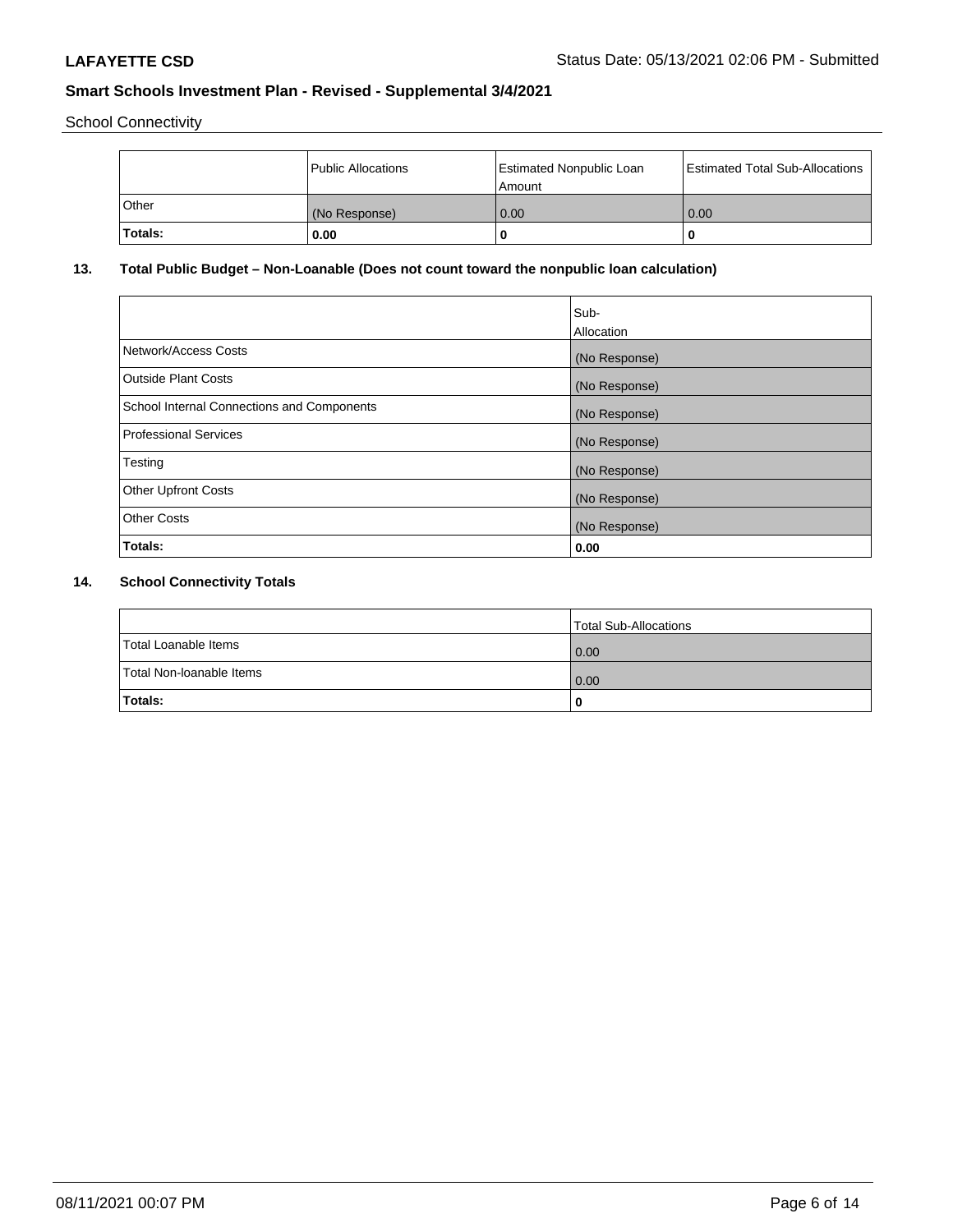School Connectivity

|  | Public Allocations | Estimated Nonpublic Loan Amount | Estimated Total Sub-Allocations |
|---|---|---|---|
| Other | (No Response) | 0.00 | 0.00 |
| **Totals:** | **0.00** | **0** | **0** |

## 13. Total Public Budget – Non-Loanable (Does not count toward the nonpublic loan calculation)

|  | Sub-Allocation |
|---|---|
| Network/Access Costs | (No Response) |
| Outside Plant Costs | (No Response) |
| School Internal Connections and Components | (No Response) |
| Professional Services | (No Response) |
| Testing | (No Response) |
| Other Upfront Costs | (No Response) |
| Other Costs | (No Response) |
| **Totals:** | **0.00** |

## 14. School Connectivity Totals

|  | Total Sub-Allocations |
|---|---|
| Total Loanable Items | 0.00 |
| Total Non-loanable Items | 0.00 |
| **Totals:** | **0** |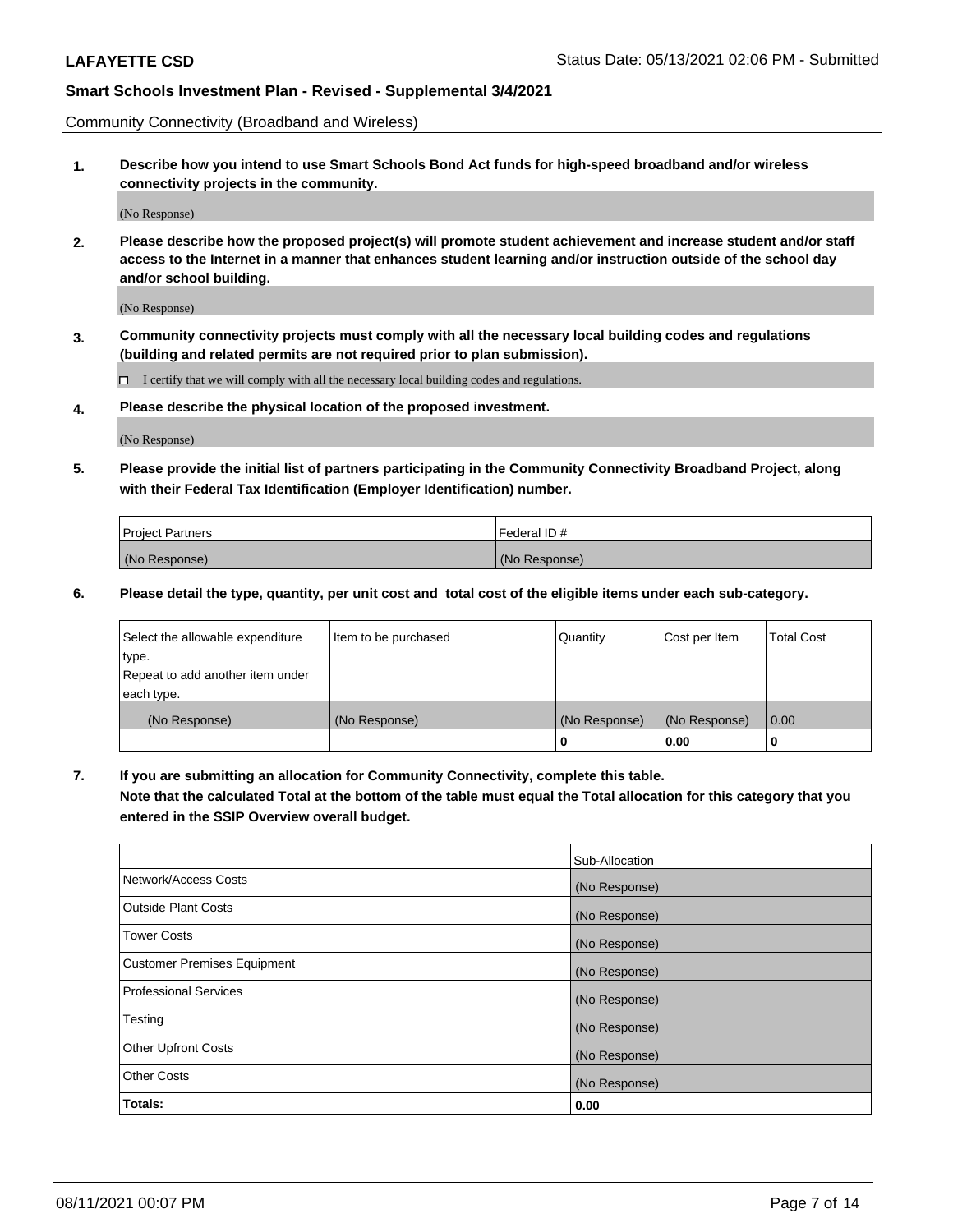Community Connectivity (Broadband and Wireless)

**1. Describe how you intend to use Smart Schools Bond Act funds for high-speed broadband and/or wireless connectivity projects in the community.**

(No Response)

**2. Please describe how the proposed project(s) will promote student achievement and increase student and/or staff access to the Internet in a manner that enhances student learning and/or instruction outside of the school day and/or school building.**

(No Response)

**3. Community connectivity projects must comply with all the necessary local building codes and regulations (building and related permits are not required prior to plan submission).**

☐ I certify that we will comply with all the necessary local building codes and regulations.

**4. Please describe the physical location of the proposed investment.**

(No Response)

**5. Please provide the initial list of partners participating in the Community Connectivity Broadband Project, along with their Federal Tax Identification (Employer Identification) number.**

| Project Partners | Federal ID # |
|---|---|
| (No Response) | (No Response) |

**6. Please detail the type, quantity, per unit cost and total cost of the eligible items under each sub-category.**

| Select the allowable expenditure type. Repeat to add another item under each type. | Item to be purchased | Quantity | Cost per Item | Total Cost |
|---|---|---|---|---|
| (No Response) | (No Response) | (No Response) | (No Response) | 0.00 |
| | | **0** | **0.00** | **0** |

**7. If you are submitting an allocation for Community Connectivity, complete this table. Note that the calculated Total at the bottom of the table must equal the Total allocation for this category that you entered in the SSIP Overview overall budget.**

| | Sub-Allocation |
|---|---|
| Network/Access Costs | (No Response) |
| Outside Plant Costs | (No Response) |
| Tower Costs | (No Response) |
| Customer Premises Equipment | (No Response) |
| Professional Services | (No Response) |
| Testing | (No Response) |
| Other Upfront Costs | (No Response) |
| Other Costs | (No Response) |
| **Totals:** | **0.00** |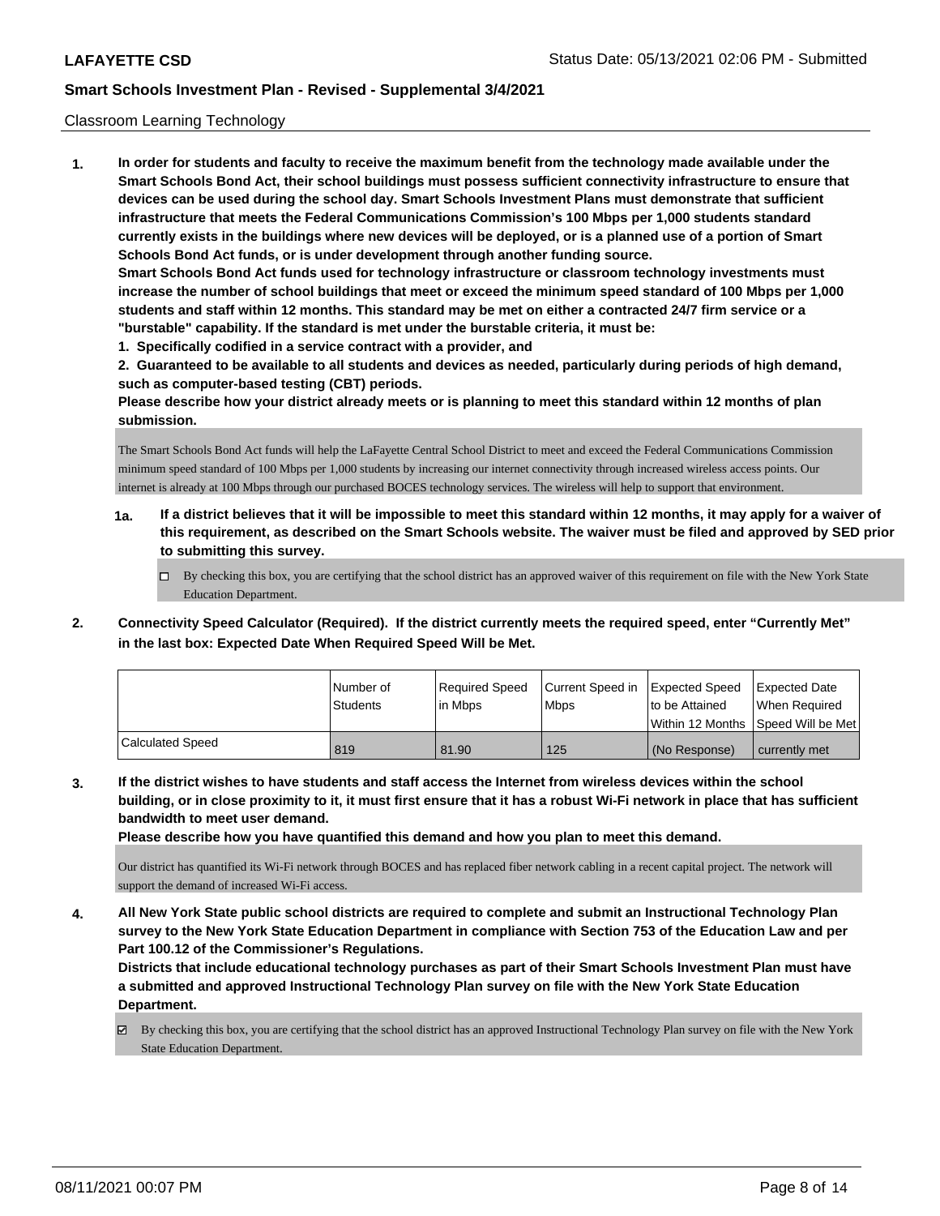Classroom Learning Technology

**1. In order for students and faculty to receive the maximum benefit from the technology made available under the Smart Schools Bond Act, their school buildings must possess sufficient connectivity infrastructure to ensure that devices can be used during the school day. Smart Schools Investment Plans must demonstrate that sufficient infrastructure that meets the Federal Communications Commission's 100 Mbps per 1,000 students standard currently exists in the buildings where new devices will be deployed, or is a planned use of a portion of Smart Schools Bond Act funds, or is under development through another funding source.**

**Smart Schools Bond Act funds used for technology infrastructure or classroom technology investments must increase the number of school buildings that meet or exceed the minimum speed standard of 100 Mbps per 1,000 students and staff within 12 months. This standard may be met on either a contracted 24/7 firm service or a "burstable" capability. If the standard is met under the burstable criteria, it must be:**

**1. Specifically codified in a service contract with a provider, and**

**2. Guaranteed to be available to all students and devices as needed, particularly during periods of high demand, such as computer-based testing (CBT) periods.**

**Please describe how your district already meets or is planning to meet this standard within 12 months of plan submission.**

The Smart Schools Bond Act funds will help the LaFayette Central School District to meet and exceed the Federal Communications Commission minimum speed standard of 100 Mbps per 1,000 students by increasing our internet connectivity through increased wireless access points. Our internet is already at 100 Mbps through our purchased BOCES technology services. The wireless will help to support that environment.

**1a. If a district believes that it will be impossible to meet this standard within 12 months, it may apply for a waiver of this requirement, as described on the Smart Schools website. The waiver must be filed and approved by SED prior to submitting this survey.**

- ☐ By checking this box, you are certifying that the school district has an approved waiver of this requirement on file with the New York State Education Department.

**2. Connectivity Speed Calculator (Required). If the district currently meets the required speed, enter "Currently Met" in the last box: Expected Date When Required Speed Will be Met.**

| | Number of Students | Required Speed in Mbps | Current Speed in Mbps | Expected Speed to be Attained Within 12 Months | Expected Date When Required Speed Will be Met |
|---|---|---|---|---|---|
| Calculated Speed | 819 | 81.90 | 125 | (No Response) | currently met |

**3. If the district wishes to have students and staff access the Internet from wireless devices within the school building, or in close proximity to it, it must first ensure that it has a robust Wi-Fi network in place that has sufficient bandwidth to meet user demand.**

**Please describe how you have quantified this demand and how you plan to meet this demand.**

Our district has quantified its Wi-Fi network through BOCES and has replaced fiber network cabling in a recent capital project. The network will support the demand of increased Wi-Fi access.

**4. All New York State public school districts are required to complete and submit an Instructional Technology Plan survey to the New York State Education Department in compliance with Section 753 of the Education Law and per Part 100.12 of the Commissioner's Regulations.**

**Districts that include educational technology purchases as part of their Smart Schools Investment Plan must have a submitted and approved Instructional Technology Plan survey on file with the New York State Education Department.**

- ☑ By checking this box, you are certifying that the school district has an approved Instructional Technology Plan survey on file with the New York State Education Department.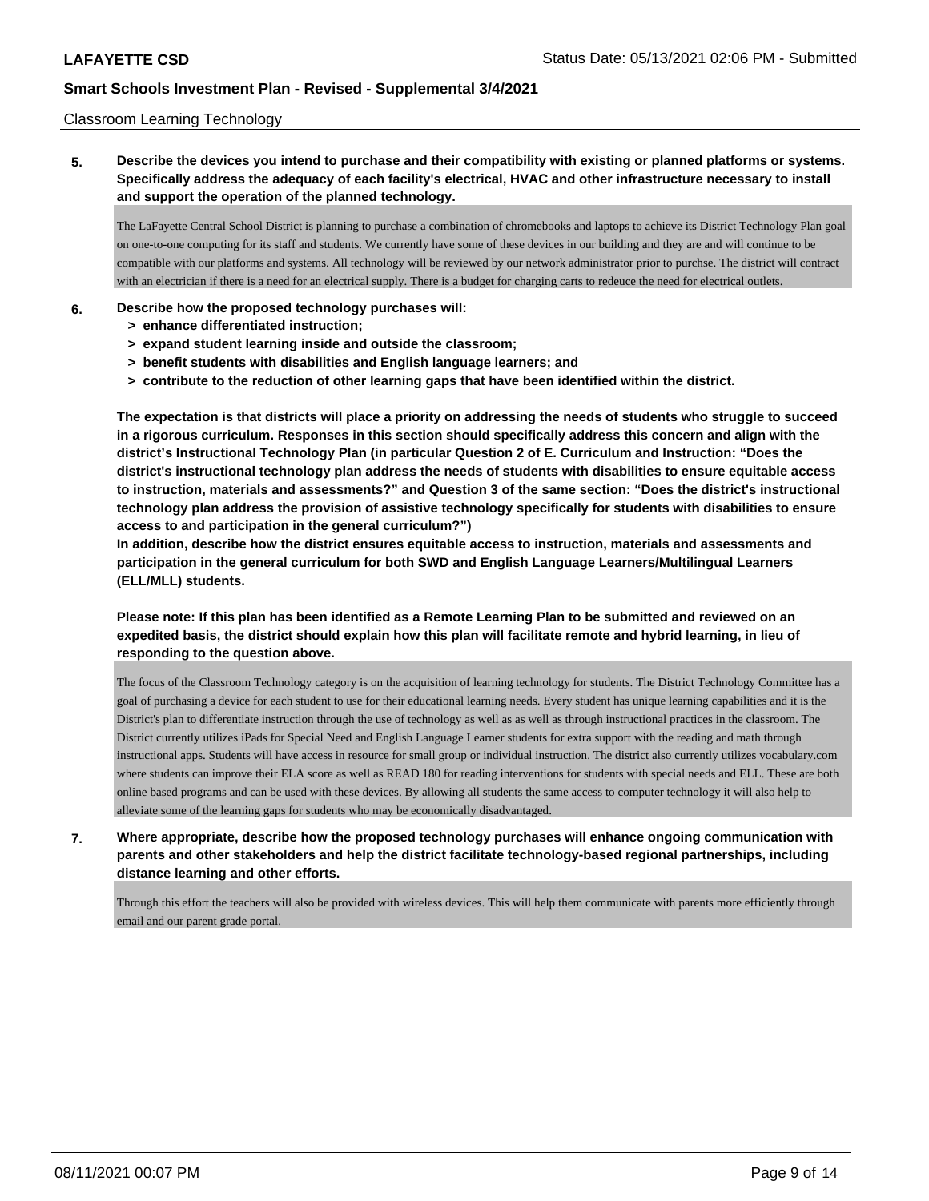Classroom Learning Technology

**5. Describe the devices you intend to purchase and their compatibility with existing or planned platforms or systems. Specifically address the adequacy of each facility's electrical, HVAC and other infrastructure necessary to install and support the operation of the planned technology.**

The LaFayette Central School District is planning to purchase a combination of chromebooks and laptops to achieve its District Technology Plan goal on one-to-one computing for its staff and students. We currently have some of these devices in our building and they are and will continue to be compatible with our platforms and systems. All technology will be reviewed by our network administrator prior to purchse. The district will contract with an electrician if there is a need for an electrical supply. There is a budget for charging carts to redeuce the need for electrical outlets.

**6. Describe how the proposed technology purchases will:**
- **> enhance differentiated instruction;**
- **> expand student learning inside and outside the classroom;**
- **> benefit students with disabilities and English language learners; and**
- **> contribute to the reduction of other learning gaps that have been identified within the district.**

**The expectation is that districts will place a priority on addressing the needs of students who struggle to succeed in a rigorous curriculum. Responses in this section should specifically address this concern and align with the district's Instructional Technology Plan (in particular Question 2 of E. Curriculum and Instruction: "Does the district's instructional technology plan address the needs of students with disabilities to ensure equitable access to instruction, materials and assessments?" and Question 3 of the same section: "Does the district's instructional technology plan address the provision of assistive technology specifically for students with disabilities to ensure access to and participation in the general curriculum?")**

**In addition, describe how the district ensures equitable access to instruction, materials and assessments and participation in the general curriculum for both SWD and English Language Learners/Multilingual Learners (ELL/MLL) students.**

**Please note: If this plan has been identified as a Remote Learning Plan to be submitted and reviewed on an expedited basis, the district should explain how this plan will facilitate remote and hybrid learning, in lieu of responding to the question above.**

The focus of the Classroom Technology category is on the acquisition of learning technology for students. The District Technology Committee has a goal of purchasing a device for each student to use for their educational learning needs. Every student has unique learning capabilities and it is the District's plan to differentiate instruction through the use of technology as well as as well as through instructional practices in the classroom. The District currently utilizes iPads for Special Need and English Language Learner students for extra support with the reading and math through instructional apps. Students will have access in resource for small group or individual instruction. The district also currently utilizes vocabulary.com where students can improve their ELA score as well as READ 180 for reading interventions for students with special needs and ELL. These are both online based programs and can be used with these devices. By allowing all students the same access to computer technology it will also help to alleviate some of the learning gaps for students who may be economically disadvantaged.

**7. Where appropriate, describe how the proposed technology purchases will enhance ongoing communication with parents and other stakeholders and help the district facilitate technology-based regional partnerships, including distance learning and other efforts.**

Through this effort the teachers will also be provided with wireless devices. This will help them communicate with parents more efficiently through email and our parent grade portal.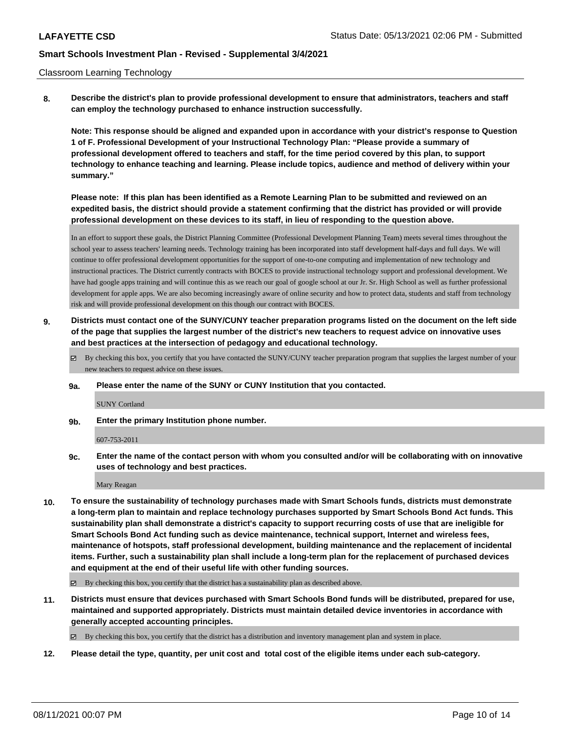Classroom Learning Technology

**8. Describe the district's plan to provide professional development to ensure that administrators, teachers and staff can employ the technology purchased to enhance instruction successfully.**

**Note: This response should be aligned and expanded upon in accordance with your district's response to Question 1 of F. Professional Development of your Instructional Technology Plan: "Please provide a summary of professional development offered to teachers and staff, for the time period covered by this plan, to support technology to enhance teaching and learning. Please include topics, audience and method of delivery within your summary."**

**Please note: If this plan has been identified as a Remote Learning Plan to be submitted and reviewed on an expedited basis, the district should provide a statement confirming that the district has provided or will provide professional development on these devices to its staff, in lieu of responding to the question above.**

In an effort to support these goals, the District Planning Committee (Professional Development Planning Team) meets several times throughout the school year to assess teachers' learning needs. Technology training has been incorporated into staff development half-days and full days. We will continue to offer professional development opportunities for the support of one-to-one computing and implementation of new technology and instructional practices. The District currently contracts with BOCES to provide instructional technology support and professional development. We have had google apps training and will continue this as we reach our goal of google school at our Jr. Sr. High School as well as further professional development for apple apps. We are also becoming increasingly aware of online security and how to protect data, students and staff from technology risk and will provide professional development on this though our contract with BOCES.

**9. Districts must contact one of the SUNY/CUNY teacher preparation programs listed on the document on the left side of the page that supplies the largest number of the district's new teachers to request advice on innovative uses and best practices at the intersection of pedagogy and educational technology.**

☑ By checking this box, you certify that you have contacted the SUNY/CUNY teacher preparation program that supplies the largest number of your new teachers to request advice on these issues.

**9a. Please enter the name of the SUNY or CUNY Institution that you contacted.**

SUNY Cortland

**9b. Enter the primary Institution phone number.**

607-753-2011

**9c. Enter the name of the contact person with whom you consulted and/or will be collaborating with on innovative uses of technology and best practices.**

Mary Reagan

**10. To ensure the sustainability of technology purchases made with Smart Schools funds, districts must demonstrate a long-term plan to maintain and replace technology purchases supported by Smart Schools Bond Act funds. This sustainability plan shall demonstrate a district's capacity to support recurring costs of use that are ineligible for Smart Schools Bond Act funding such as device maintenance, technical support, Internet and wireless fees, maintenance of hotspots, staff professional development, building maintenance and the replacement of incidental items. Further, such a sustainability plan shall include a long-term plan for the replacement of purchased devices and equipment at the end of their useful life with other funding sources.**

☑ By checking this box, you certify that the district has a sustainability plan as described above.

**11. Districts must ensure that devices purchased with Smart Schools Bond funds will be distributed, prepared for use, maintained and supported appropriately. Districts must maintain detailed device inventories in accordance with generally accepted accounting principles.**

☑ By checking this box, you certify that the district has a distribution and inventory management plan and system in place.

**12. Please detail the type, quantity, per unit cost and total cost of the eligible items under each sub-category.**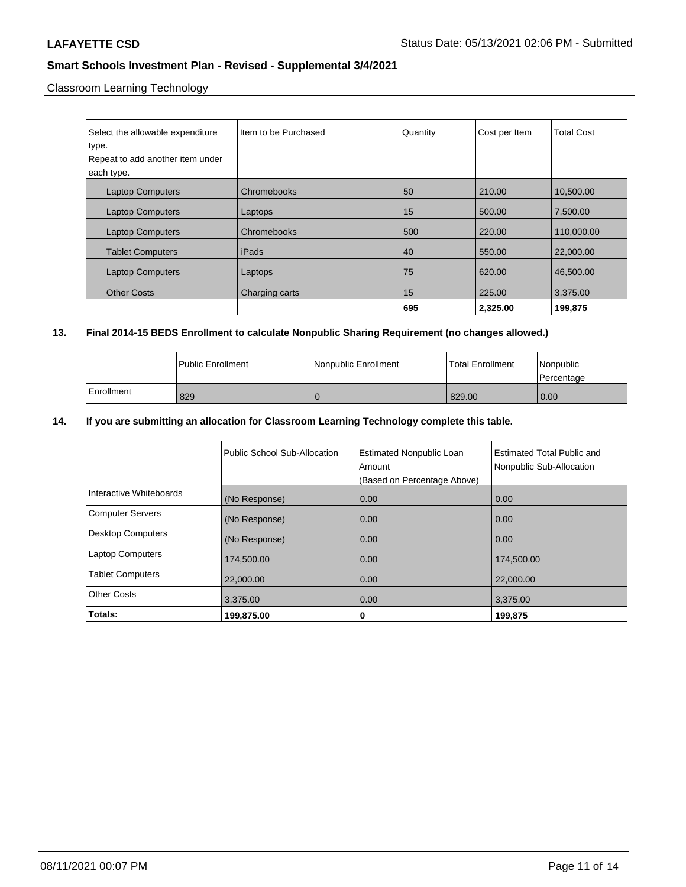Classroom Learning Technology

| Select the allowable expenditure type. Repeat to add another item under each type. | Item to be Purchased | Quantity | Cost per Item | Total Cost |
|---|---|---|---|---|
| Laptop Computers | Chromebooks | 50 | 210.00 | 10,500.00 |
| Laptop Computers | Laptops | 15 | 500.00 | 7,500.00 |
| Laptop Computers | Chromebooks | 500 | 220.00 | 110,000.00 |
| Tablet Computers | iPads | 40 | 550.00 | 22,000.00 |
| Laptop Computers | Laptops | 75 | 620.00 | 46,500.00 |
| Other Costs | Charging carts | 15 | 225.00 | 3,375.00 |
| | | **695** | **2,325.00** | **199,875** |

**13. Final 2014-15 BEDS Enrollment to calculate Nonpublic Sharing Requirement (no changes allowed.)**

| | Public Enrollment | Nonpublic Enrollment | Total Enrollment | Nonpublic Percentage |
|---|---|---|---|---|
| Enrollment | 829 | 0 | 829.00 | 0.00 |

**14. If you are submitting an allocation for Classroom Learning Technology complete this table.**

| | Public School Sub-Allocation | Estimated Nonpublic Loan Amount (Based on Percentage Above) | Estimated Total Public and Nonpublic Sub-Allocation |
|---|---|---|---|
| Interactive Whiteboards | (No Response) | 0.00 | 0.00 |
| Computer Servers | (No Response) | 0.00 | 0.00 |
| Desktop Computers | (No Response) | 0.00 | 0.00 |
| Laptop Computers | 174,500.00 | 0.00 | 174,500.00 |
| Tablet Computers | 22,000.00 | 0.00 | 22,000.00 |
| Other Costs | 3,375.00 | 0.00 | 3,375.00 |
| **Totals:** | **199,875.00** | **0** | **199,875** |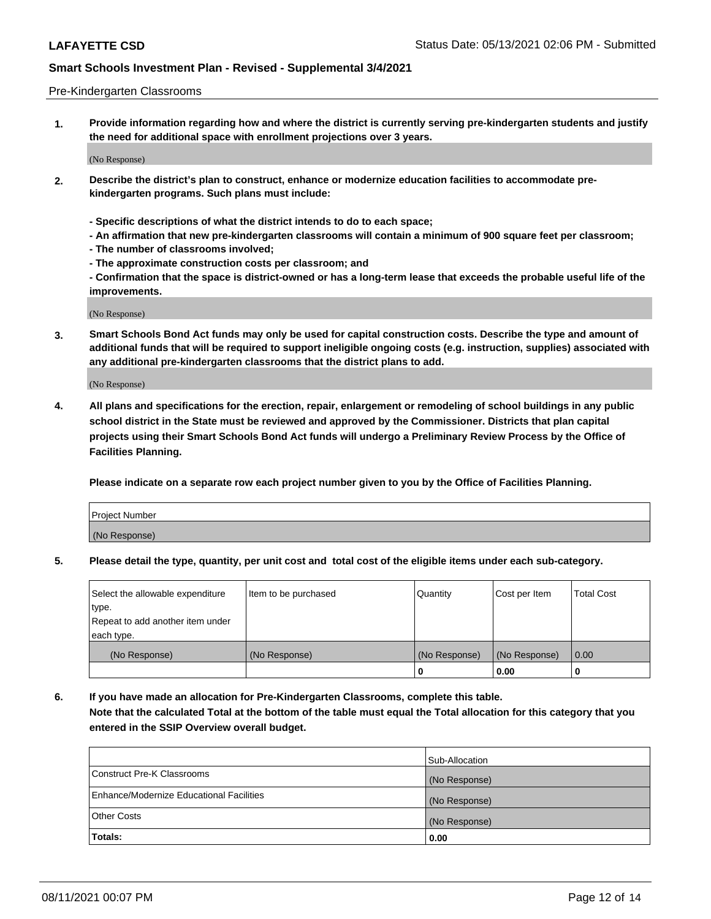Pre-Kindergarten Classrooms

**1. Provide information regarding how and where the district is currently serving pre-kindergarten students and justify the need for additional space with enrollment projections over 3 years.**

(No Response)

**2. Describe the district's plan to construct, enhance or modernize education facilities to accommodate pre-kindergarten programs. Such plans must include:**

**- Specific descriptions of what the district intends to do to each space;**
**- An affirmation that new pre-kindergarten classrooms will contain a minimum of 900 square feet per classroom;**
**- The number of classrooms involved;**
**- The approximate construction costs per classroom; and**
**- Confirmation that the space is district-owned or has a long-term lease that exceeds the probable useful life of the improvements.**

(No Response)

**3. Smart Schools Bond Act funds may only be used for capital construction costs. Describe the type and amount of additional funds that will be required to support ineligible ongoing costs (e.g. instruction, supplies) associated with any additional pre-kindergarten classrooms that the district plans to add.**

(No Response)

**4. All plans and specifications for the erection, repair, enlargement or remodeling of school buildings in any public school district in the State must be reviewed and approved by the Commissioner. Districts that plan capital projects using their Smart Schools Bond Act funds will undergo a Preliminary Review Process by the Office of Facilities Planning.**

**Please indicate on a separate row each project number given to you by the Office of Facilities Planning.**

| Project Number |
|---|
| (No Response) |

**5. Please detail the type, quantity, per unit cost and total cost of the eligible items under each sub-category.**

| Select the allowable expenditure type. Repeat to add another item under each type. | Item to be purchased | Quantity | Cost per Item | Total Cost |
|---|---|---|---|---|
| (No Response) | (No Response) | (No Response) | (No Response) | 0.00 |
| | | 0 | 0.00 | 0 |

**6. If you have made an allocation for Pre-Kindergarten Classrooms, complete this table. Note that the calculated Total at the bottom of the table must equal the Total allocation for this category that you entered in the SSIP Overview overall budget.**

| | Sub-Allocation |
|---|---|
| Construct Pre-K Classrooms | (No Response) |
| Enhance/Modernize Educational Facilities | (No Response) |
| Other Costs | (No Response) |
| **Totals:** | **0.00** |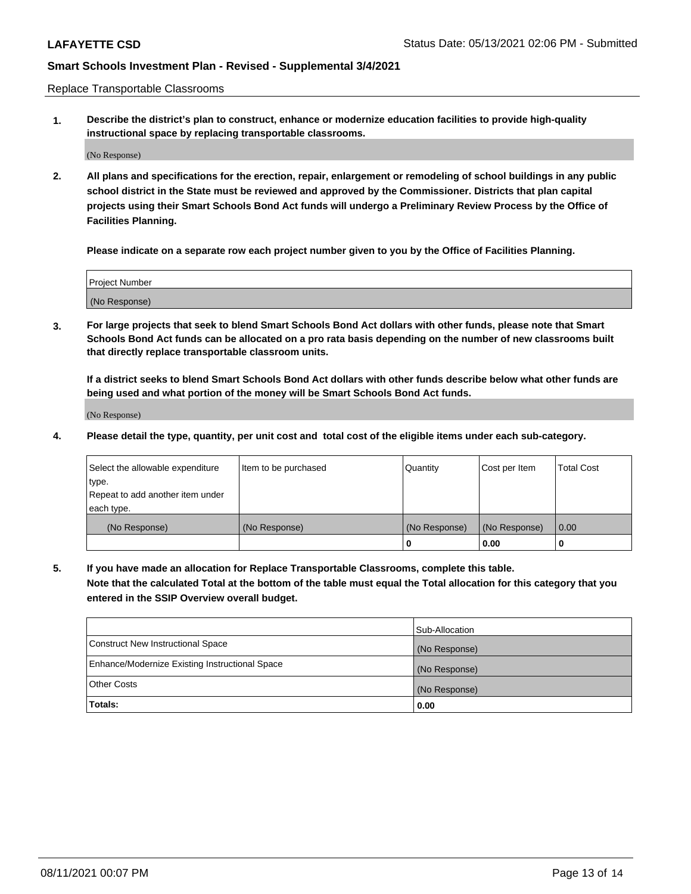Replace Transportable Classrooms

1. **Describe the district's plan to construct, enhance or modernize education facilities to provide high-quality instructional space by replacing transportable classrooms.**

(No Response)

2. **All plans and specifications for the erection, repair, enlargement or remodeling of school buildings in any public school district in the State must be reviewed and approved by the Commissioner. Districts that plan capital projects using their Smart Schools Bond Act funds will undergo a Preliminary Review Process by the Office of Facilities Planning.**

   **Please indicate on a separate row each project number given to you by the Office of Facilities Planning.**

| Project Number |
|---|
| (No Response) |

3. **For large projects that seek to blend Smart Schools Bond Act dollars with other funds, please note that Smart Schools Bond Act funds can be allocated on a pro rata basis depending on the number of new classrooms built that directly replace transportable classroom units.**

   **If a district seeks to blend Smart Schools Bond Act dollars with other funds describe below what other funds are being used and what portion of the money will be Smart Schools Bond Act funds.**

(No Response)

4. **Please detail the type, quantity, per unit cost and total cost of the eligible items under each sub-category.**

| Select the allowable expenditure type. Repeat to add another item under each type. | Item to be purchased | Quantity | Cost per Item | Total Cost |
|---|---|---|---|---|
| (No Response) | (No Response) | (No Response) | (No Response) | 0.00 |
| | | **0** | **0.00** | **0** |

5. **If you have made an allocation for Replace Transportable Classrooms, complete this table. Note that the calculated Total at the bottom of the table must equal the Total allocation for this category that you entered in the SSIP Overview overall budget.**

| | Sub-Allocation |
|---|---|
| Construct New Instructional Space | (No Response) |
| Enhance/Modernize Existing Instructional Space | (No Response) |
| Other Costs | (No Response) |
| **Totals:** | **0.00** |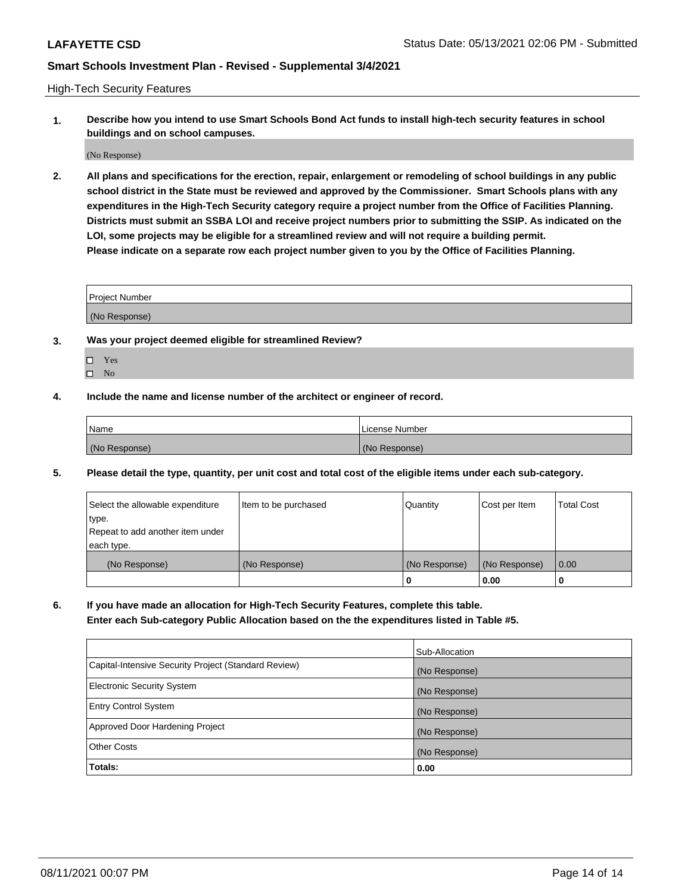## High-Tech Security Features

**1. Describe how you intend to use Smart Schools Bond Act funds to install high-tech security features in school buildings and on school campuses.**

(No Response)

**2. All plans and specifications for the erection, repair, enlargement or remodeling of school buildings in any public school district in the State must be reviewed and approved by the Commissioner. Smart Schools plans with any expenditures in the High-Tech Security category require a project number from the Office of Facilities Planning. Districts must submit an SSBA LOI and receive project numbers prior to submitting the SSIP. As indicated on the LOI, some projects may be eligible for a streamlined review and will not require a building permit.**
**Please indicate on a separate row each project number given to you by the Office of Facilities Planning.**

| Project Number |
|---|
| (No Response) |

**3. Was your project deemed eligible for streamlined Review?**

- ☐ Yes
- ☐ No

**4. Include the name and license number of the architect or engineer of record.**

| Name | License Number |
|---|---|
| (No Response) | (No Response) |

**5. Please detail the type, quantity, per unit cost and total cost of the eligible items under each sub-category.**

| Select the allowable expenditure type. Repeat to add another item under each type. | Item to be purchased | Quantity | Cost per Item | Total Cost |
|---|---|---|---|---|
| (No Response) | (No Response) | (No Response) | (No Response) | 0.00 |
| | | 0 | 0.00 | 0 |

**6. If you have made an allocation for High-Tech Security Features, complete this table.**
**Enter each Sub-category Public Allocation based on the the expenditures listed in Table #5.**

| | Sub-Allocation |
|---|---|
| Capital-Intensive Security Project (Standard Review) | (No Response) |
| Electronic Security System | (No Response) |
| Entry Control System | (No Response) |
| Approved Door Hardening Project | (No Response) |
| Other Costs | (No Response) |
| **Totals:** | **0.00** |